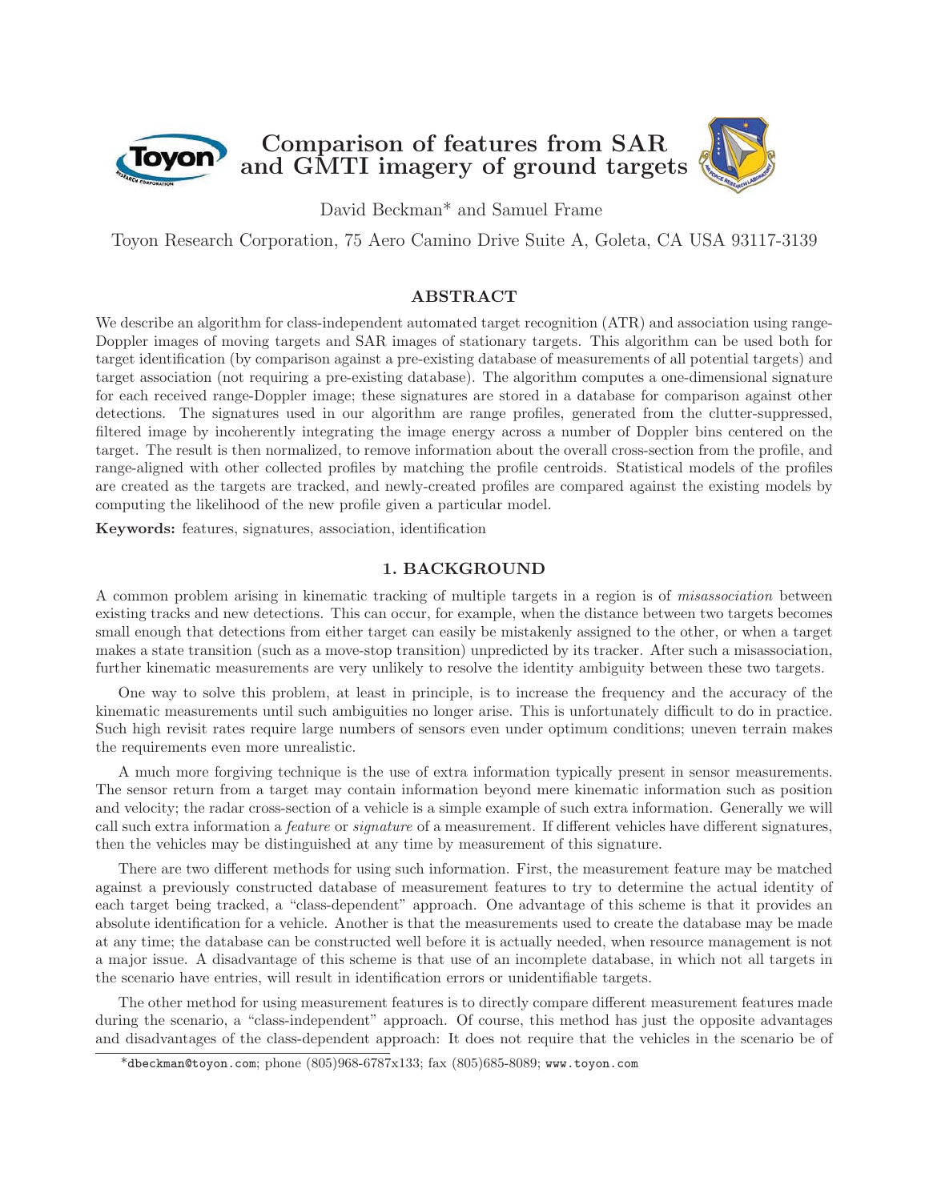# Comparison of features from SAR and GMTI imagery of ground targets

David Beckman* and Samuel Frame

Toyon Research Corporation, 75 Aero Camino Drive Suite A, Goleta, CA USA 93117-3139

## ABSTRACT

We describe an algorithm for class-independent automated target recognition (ATR) and association using range-Doppler images of moving targets and SAR images of stationary targets. This algorithm can be used both for target identification (by comparison against a pre-existing database of measurements of all potential targets) and target association (not requiring a pre-existing database). The algorithm computes a one-dimensional signature for each received range-Doppler image; these signatures are stored in a database for comparison against other detections. The signatures used in our algorithm are range profiles, generated from the clutter-suppressed, filtered image by incoherently integrating the image energy across a number of Doppler bins centered on the target. The result is then normalized, to remove information about the overall cross-section from the profile, and range-aligned with other collected profiles by matching the profile centroids. Statistical models of the profiles are created as the targets are tracked, and newly-created profiles are compared against the existing models by computing the likelihood of the new profile given a particular model.

**Keywords:** features, signatures, association, identification

## 1. BACKGROUND

A common problem arising in kinematic tracking of multiple targets in a region is of *misassociation* between existing tracks and new detections. This can occur, for example, when the distance between two targets becomes small enough that detections from either target can easily be mistakenly assigned to the other, or when a target makes a state transition (such as a move-stop transition) unpredicted by its tracker. After such a misassociation, further kinematic measurements are very unlikely to resolve the identity ambiguity between these two targets.

One way to solve this problem, at least in principle, is to increase the frequency and the accuracy of the kinematic measurements until such ambiguities no longer arise. This is unfortunately difficult to do in practice. Such high revisit rates require large numbers of sensors even under optimum conditions; uneven terrain makes the requirements even more unrealistic.

A much more forgiving technique is the use of extra information typically present in sensor measurements. The sensor return from a target may contain information beyond mere kinematic information such as position and velocity; the radar cross-section of a vehicle is a simple example of such extra information. Generally we will call such extra information a *feature* or *signature* of a measurement. If different vehicles have different signatures, then the vehicles may be distinguished at any time by measurement of this signature.

There are two different methods for using such information. First, the measurement feature may be matched against a previously constructed database of measurement features to try to determine the actual identity of each target being tracked, a "class-dependent" approach. One advantage of this scheme is that it provides an absolute identification for a vehicle. Another is that the measurements used to create the database may be made at any time; the database can be constructed well before it is actually needed, when resource management is not a major issue. A disadvantage of this scheme is that use of an incomplete database, in which not all targets in the scenario have entries, will result in identification errors or unidentifiable targets.

The other method for using measurement features is to directly compare different measurement features made during the scenario, a "class-independent" approach. Of course, this method has just the opposite advantages and disadvantages of the class-dependent approach: It does not require that the vehicles in the scenario be of

*dbeckman@toyon.com; phone (805)968-6787x133; fax (805)685-8089; www.toyon.com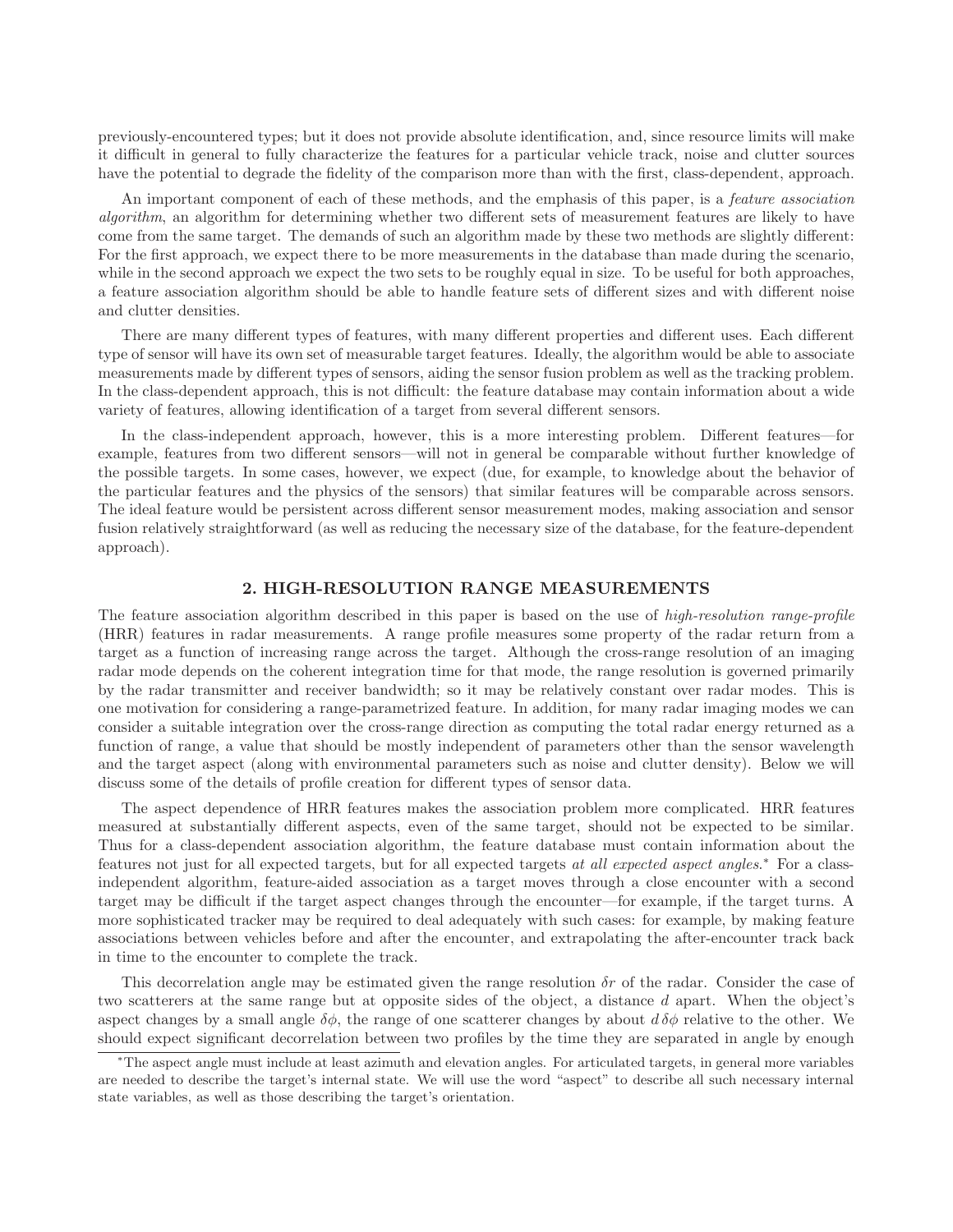previously-encountered types; but it does not provide absolute identification, and, since resource limits will make it difficult in general to fully characterize the features for a particular vehicle track, noise and clutter sources have the potential to degrade the fidelity of the comparison more than with the first, class-dependent, approach.

An important component of each of these methods, and the emphasis of this paper, is a *feature association algorithm*, an algorithm for determining whether two different sets of measurement features are likely to have come from the same target. The demands of such an algorithm made by these two methods are slightly different: For the first approach, we expect there to be more measurements in the database than made during the scenario, while in the second approach we expect the two sets to be roughly equal in size. To be useful for both approaches, a feature association algorithm should be able to handle feature sets of different sizes and with different noise and clutter densities.

There are many different types of features, with many different properties and different uses. Each different type of sensor will have its own set of measurable target features. Ideally, the algorithm would be able to associate measurements made by different types of sensors, aiding the sensor fusion problem as well as the tracking problem. In the class-dependent approach, this is not difficult: the feature database may contain information about a wide variety of features, allowing identification of a target from several different sensors.

In the class-independent approach, however, this is a more interesting problem. Different features—for example, features from two different sensors—will not in general be comparable without further knowledge of the possible targets. In some cases, however, we expect (due, for example, to knowledge about the behavior of the particular features and the physics of the sensors) that similar features will be comparable across sensors. The ideal feature would be persistent across different sensor measurement modes, making association and sensor fusion relatively straightforward (as well as reducing the necessary size of the database, for the feature-dependent approach).

## 2. HIGH-RESOLUTION RANGE MEASUREMENTS

The feature association algorithm described in this paper is based on the use of *high-resolution range-profile* (HRR) features in radar measurements. A range profile measures some property of the radar return from a target as a function of increasing range across the target. Although the cross-range resolution of an imaging radar mode depends on the coherent integration time for that mode, the range resolution is governed primarily by the radar transmitter and receiver bandwidth; so it may be relatively constant over radar modes. This is one motivation for considering a range-parametrized feature. In addition, for many radar imaging modes we can consider a suitable integration over the cross-range direction as computing the total radar energy returned as a function of range, a value that should be mostly independent of parameters other than the sensor wavelength and the target aspect (along with environmental parameters such as noise and clutter density). Below we will discuss some of the details of profile creation for different types of sensor data.

The aspect dependence of HRR features makes the association problem more complicated. HRR features measured at substantially different aspects, even of the same target, should not be expected to be similar. Thus for a class-dependent association algorithm, the feature database must contain information about the features not just for all expected targets, but for all expected targets *at all expected aspect angles*.* For a class-independent algorithm, feature-aided association as a target moves through a close encounter with a second target may be difficult if the target aspect changes through the encounter—for example, if the target turns. A more sophisticated tracker may be required to deal adequately with such cases: for example, by making feature associations between vehicles before and after the encounter, and extrapolating the after-encounter track back in time to the encounter to complete the track.

This decorrelation angle may be estimated given the range resolution $\delta r$ of the radar. Consider the case of two scatterers at the same range but at opposite sides of the object, a distance $d$ apart. When the object's aspect changes by a small angle $\delta\phi$, the range of one scatterer changes by about $d\,\delta\phi$ relative to the other. We should expect significant decorrelation between two profiles by the time they are separated in angle by enough

*The aspect angle must include at least azimuth and elevation angles. For articulated targets, in general more variables are needed to describe the target's internal state. We will use the word "aspect" to describe all such necessary internal state variables, as well as those describing the target's orientation.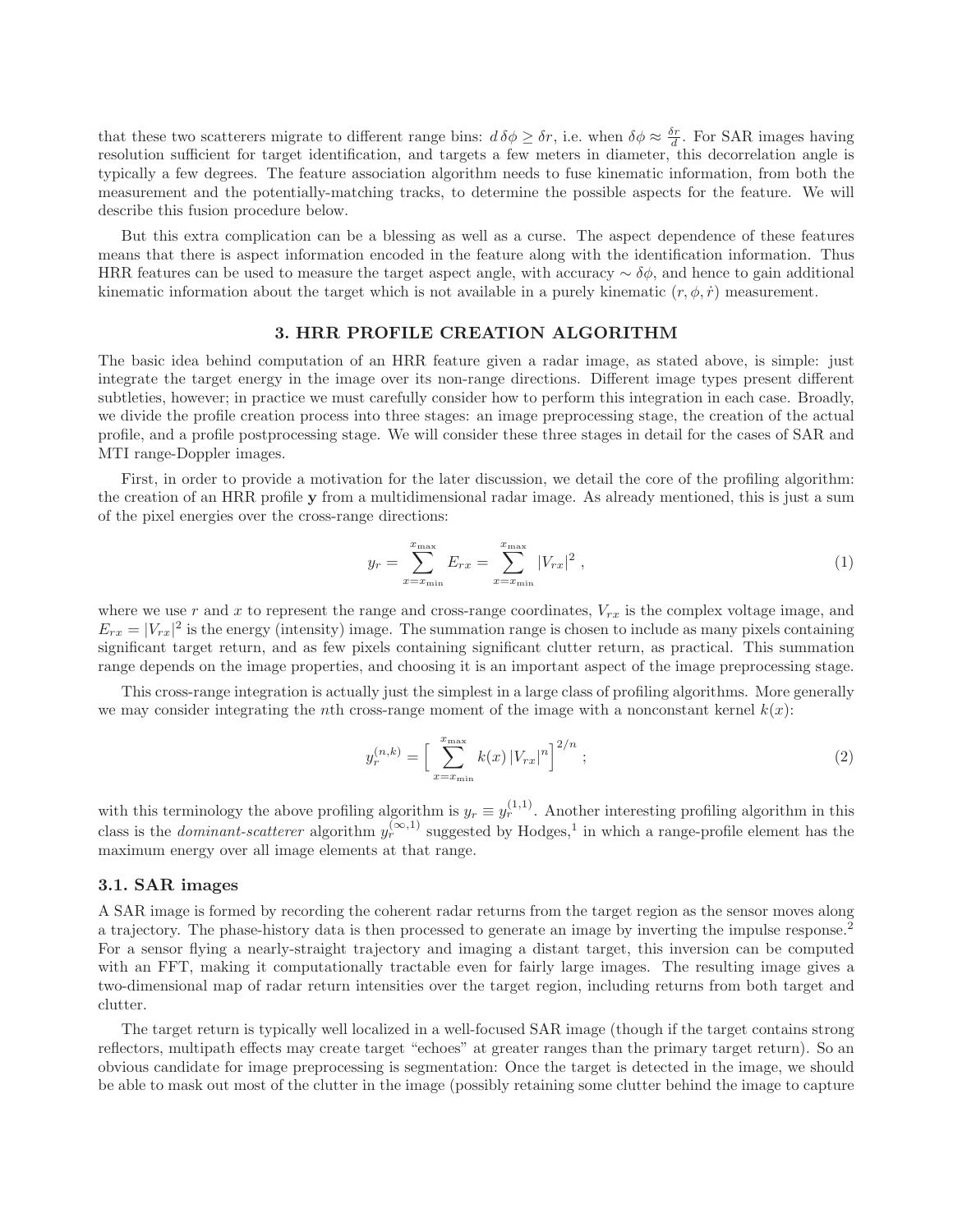that these two scatterers migrate to different range bins: $d\,\delta\phi \geq \delta r$, i.e. when $\delta\phi \approx \frac{\delta r}{d}$. For SAR images having resolution sufficient for target identification, and targets a few meters in diameter, this decorrelation angle is typically a few degrees. The feature association algorithm needs to fuse kinematic information, from both the measurement and the potentially-matching tracks, to determine the possible aspects for the feature. We will describe this fusion procedure below.

But this extra complication can be a blessing as well as a curse. The aspect dependence of these features means that there is aspect information encoded in the feature along with the identification information. Thus HRR features can be used to measure the target aspect angle, with accuracy $\sim \delta\phi$, and hence to gain additional kinematic information about the target which is not available in a purely kinematic $(r, \phi, \dot{r})$ measurement.

## 3. HRR PROFILE CREATION ALGORITHM

The basic idea behind computation of an HRR feature given a radar image, as stated above, is simple: just integrate the target energy in the image over its non-range directions. Different image types present different subtleties, however; in practice we must carefully consider how to perform this integration in each case. Broadly, we divide the profile creation process into three stages: an image preprocessing stage, the creation of the actual profile, and a profile postprocessing stage. We will consider these three stages in detail for the cases of SAR and MTI range-Doppler images.

First, in order to provide a motivation for the later discussion, we detail the core of the profiling algorithm: the creation of an HRR profile $\mathbf{y}$ from a multidimensional radar image. As already mentioned, this is just a sum of the pixel energies over the cross-range directions:

$$y_r = \sum_{x=x_{\min}}^{x_{\max}} E_{rx} = \sum_{x=x_{\min}}^{x_{\max}} |V_{rx}|^2 \,, \tag{1}$$

where we use $r$ and $x$ to represent the range and cross-range coordinates, $V_{rx}$ is the complex voltage image, and $E_{rx} = |V_{rx}|^2$ is the energy (intensity) image. The summation range is chosen to include as many pixels containing significant target return, and as few pixels containing significant clutter return, as practical. This summation range depends on the image properties, and choosing it is an important aspect of the image preprocessing stage.

This cross-range integration is actually just the simplest in a large class of profiling algorithms. More generally we may consider integrating the $n$th cross-range moment of the image with a nonconstant kernel $k(x)$:

$$y_r^{(n,k)} = \Big[ \sum_{x=x_{\min}}^{x_{\max}} k(x)\, |V_{rx}|^n \Big]^{2/n} \;; \tag{2}$$

with this terminology the above profiling algorithm is $y_r \equiv y_r^{(1,1)}$. Another interesting profiling algorithm in this class is the *dominant-scatterer* algorithm $y_r^{(\infty,1)}$ suggested by Hodges,[1] in which a range-profile element has the maximum energy over all image elements at that range.

### 3.1. SAR images

A SAR image is formed by recording the coherent radar returns from the target region as the sensor moves along a trajectory. The phase-history data is then processed to generate an image by inverting the impulse response.[2] For a sensor flying a nearly-straight trajectory and imaging a distant target, this inversion can be computed with an FFT, making it computationally tractable even for fairly large images. The resulting image gives a two-dimensional map of radar return intensities over the target region, including returns from both target and clutter.

The target return is typically well localized in a well-focused SAR image (though if the target contains strong reflectors, multipath effects may create target "echoes" at greater ranges than the primary target return). So an obvious candidate for image preprocessing is segmentation: Once the target is detected in the image, we should be able to mask out most of the clutter in the image (possibly retaining some clutter behind the image to capture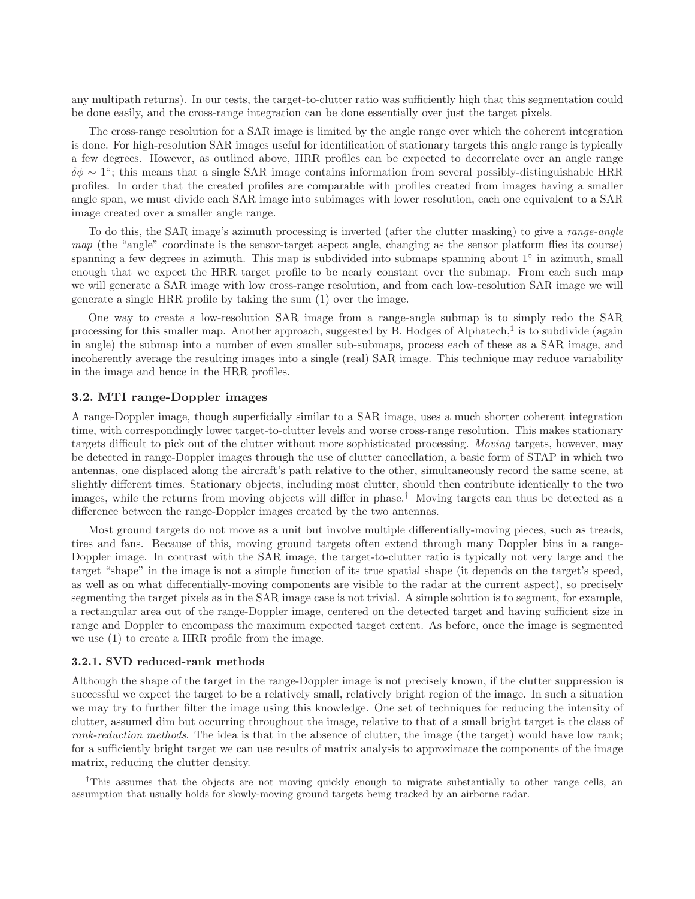any multipath returns). In our tests, the target-to-clutter ratio was sufficiently high that this segmentation could be done easily, and the cross-range integration can be done essentially over just the target pixels.

The cross-range resolution for a SAR image is limited by the angle range over which the coherent integration is done. For high-resolution SAR images useful for identification of stationary targets this angle range is typically a few degrees. However, as outlined above, HRR profiles can be expected to decorrelate over an angle range $\delta\phi \sim 1^\circ$; this means that a single SAR image contains information from several possibly-distinguishable HRR profiles. In order that the created profiles are comparable with profiles created from images having a smaller angle span, we must divide each SAR image into subimages with lower resolution, each one equivalent to a SAR image created over a smaller angle range.

To do this, the SAR image's azimuth processing is inverted (after the clutter masking) to give a *range-angle map* (the "angle" coordinate is the sensor-target aspect angle, changing as the sensor platform flies its course) spanning a few degrees in azimuth. This map is subdivided into submaps spanning about $1^\circ$ in azimuth, small enough that we expect the HRR target profile to be nearly constant over the submap. From each such map we will generate a SAR image with low cross-range resolution, and from each low-resolution SAR image we will generate a single HRR profile by taking the sum (1) over the image.

One way to create a low-resolution SAR image from a range-angle submap is to simply redo the SAR processing for this smaller map. Another approach, suggested by B. Hodges of Alphatech,[1] is to subdivide (again in angle) the submap into a number of even smaller sub-submaps, process each of these as a SAR image, and incoherently average the resulting images into a single (real) SAR image. This technique may reduce variability in the image and hence in the HRR profiles.

### 3.2. MTI range-Doppler images

A range-Doppler image, though superficially similar to a SAR image, uses a much shorter coherent integration time, with correspondingly lower target-to-clutter levels and worse cross-range resolution. This makes stationary targets difficult to pick out of the clutter without more sophisticated processing. *Moving* targets, however, may be detected in range-Doppler images through the use of clutter cancellation, a basic form of STAP in which two antennas, one displaced along the aircraft's path relative to the other, simultaneously record the same scene, at slightly different times. Stationary objects, including most clutter, should then contribute identically to the two images, while the returns from moving objects will differ in phase.[†] Moving targets can thus be detected as a difference between the range-Doppler images created by the two antennas.

Most ground targets do not move as a unit but involve multiple differentially-moving pieces, such as treads, tires and fans. Because of this, moving ground targets often extend through many Doppler bins in a range-Doppler image. In contrast with the SAR image, the target-to-clutter ratio is typically not very large and the target "shape" in the image is not a simple function of its true spatial shape (it depends on the target's speed, as well as on what differentially-moving components are visible to the radar at the current aspect), so precisely segmenting the target pixels as in the SAR image case is not trivial. A simple solution is to segment, for example, a rectangular area out of the range-Doppler image, centered on the detected target and having sufficient size in range and Doppler to encompass the maximum expected target extent. As before, once the image is segmented we use (1) to create a HRR profile from the image.

#### 3.2.1. SVD reduced-rank methods

Although the shape of the target in the range-Doppler image is not precisely known, if the clutter suppression is successful we expect the target to be a relatively small, relatively bright region of the image. In such a situation we may try to further filter the image using this knowledge. One set of techniques for reducing the intensity of clutter, assumed dim but occurring throughout the image, relative to that of a small bright target is the class of *rank-reduction methods*. The idea is that in the absence of clutter, the image (the target) would have low rank; for a sufficiently bright target we can use results of matrix analysis to approximate the components of the image matrix, reducing the clutter density.

[†]This assumes that the objects are not moving quickly enough to migrate substantially to other range cells, an assumption that usually holds for slowly-moving ground targets being tracked by an airborne radar.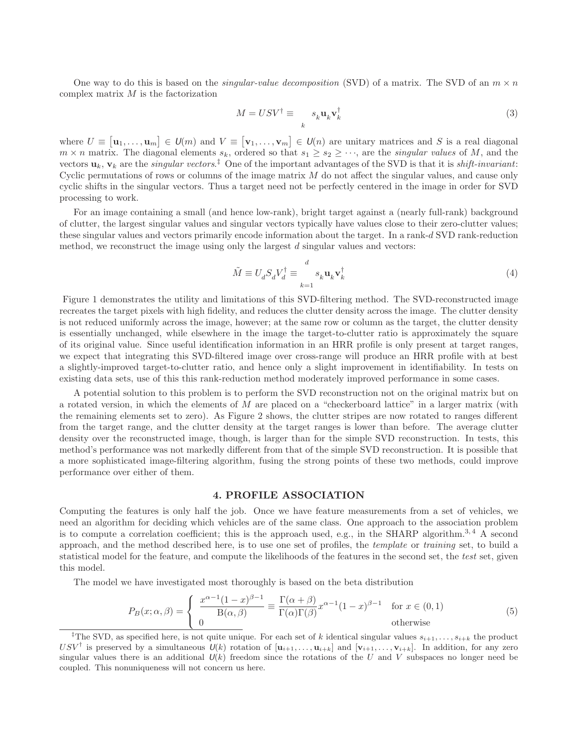One way to do this is based on the *singular-value decomposition* (SVD) of a matrix. The SVD of an $m \times n$ complex matrix $M$ is the factorization

$$M = USV^\dagger \equiv \sum_k s_k \mathbf{u}_k \mathbf{v}_k^\dagger \tag{3}$$

where $U \equiv [\mathbf{u}_1, \ldots, \mathbf{u}_m] \in \mathsf{U}(m)$ and $V \equiv [\mathbf{v}_1, \ldots, \mathbf{v}_m] \in \mathsf{U}(n)$ are unitary matrices and $S$ is a real diagonal $m \times n$ matrix. The diagonal elements $s_k$, ordered so that $s_1 \geq s_2 \geq \cdots$, are the *singular values* of $M$, and the vectors $\mathbf{u}_k$, $\mathbf{v}_k$ are the *singular vectors*.[‡] One of the important advantages of the SVD is that it is *shift-invariant*: Cyclic permutations of rows or columns of the image matrix $M$ do not affect the singular values, and cause only cyclic shifts in the singular vectors. Thus a target need not be perfectly centered in the image in order for SVD processing to work.

For an image containing a small (and hence low-rank), bright target against a (nearly full-rank) background of clutter, the largest singular values and singular vectors typically have values close to their zero-clutter values; these singular values and vectors primarily encode information about the target. In a rank-$d$ SVD rank-reduction method, we reconstruct the image using only the largest $d$ singular values and vectors:

$$\tilde{M} \equiv U_d S_d V_d^\dagger \equiv \sum_{k=1}^{d} s_k \mathbf{u}_k \mathbf{v}_k^\dagger \tag{4}$$

Figure 1 demonstrates the utility and limitations of this SVD-filtering method. The SVD-reconstructed image recreates the target pixels with high fidelity, and reduces the clutter density across the image. The clutter density is not reduced uniformly across the image, however; at the same row or column as the target, the clutter density is essentially unchanged, while elsewhere in the image the target-to-clutter ratio is approximately the square of its original value. Since useful identification information in an HRR profile is only present at target ranges, we expect that integrating this SVD-filtered image over cross-range will produce an HRR profile with at best a slightly-improved target-to-clutter ratio, and hence only a slight improvement in identifiability. In tests on existing data sets, use of this this rank-reduction method moderately improved performance in some cases.

A potential solution to this problem is to perform the SVD reconstruction not on the original matrix but on a rotated version, in which the elements of $M$ are placed on a "checkerboard lattice" in a larger matrix (with the remaining elements set to zero). As Figure 2 shows, the clutter stripes are now rotated to ranges different from the target range, and the clutter density at the target ranges is lower than before. The average clutter density over the reconstructed image, though, is larger than for the simple SVD reconstruction. In tests, this method's performance was not markedly different from that of the simple SVD reconstruction. It is possible that a more sophisticated image-filtering algorithm, fusing the strong points of these two methods, could improve performance over either of them.

## 4. PROFILE ASSOCIATION

Computing the features is only half the job. Once we have feature measurements from a set of vehicles, we need an algorithm for deciding which vehicles are of the same class. One approach to the association problem is to compute a correlation coefficient; this is the approach used, e.g., in the SHARP algorithm.[3,4] A second approach, and the method described here, is to use one set of profiles, the *template* or *training* set, to build a statistical model for the feature, and compute the likelihoods of the features in the second set, the *test* set, given this model.

The model we have investigated most thoroughly is based on the beta distribution

$$P_B(x; \alpha, \beta) = \begin{cases} \dfrac{x^{\alpha-1}(1-x)^{\beta-1}}{\mathrm{B}(\alpha, \beta)} \equiv \dfrac{\Gamma(\alpha+\beta)}{\Gamma(\alpha)\Gamma(\beta)} x^{\alpha-1}(1-x)^{\beta-1} & \text{for } x \in (0,1) \\ 0 & \text{otherwise} \end{cases} \tag{5}$$

[‡] The SVD, as specified here, is not quite unique. For each set of $k$ identical singular values $s_{i+1}, \ldots, s_{i+k}$ the product $USV^\dagger$ is preserved by a simultaneous $\mathsf{U}(k)$ rotation of $[\mathbf{u}_{i+1}, \ldots, \mathbf{u}_{i+k}]$ and $[\mathbf{v}_{i+1}, \ldots, \mathbf{v}_{i+k}]$. In addition, for any zero singular values there is an additional $\mathsf{U}(k)$ freedom since the rotations of the $U$ and $V$ subspaces no longer need be coupled. This nonuniqueness will not concern us here.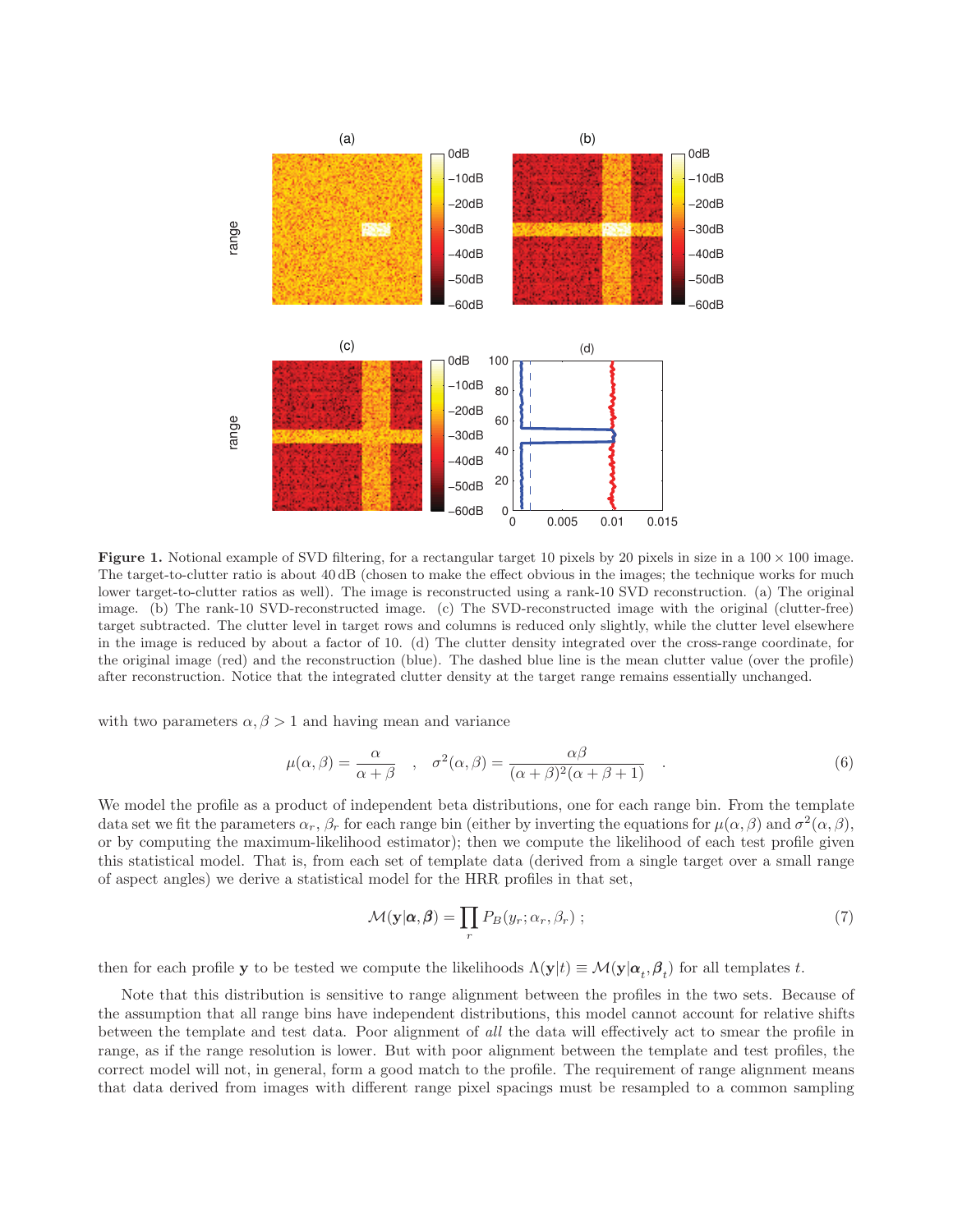**Figure 1.** Notional example of SVD filtering, for a rectangular target 10 pixels by 20 pixels in size in a $100 \times 100$ image. The target-to-clutter ratio is about 40 dB (chosen to make the effect obvious in the images; the technique works for much lower target-to-clutter ratios as well). The image is reconstructed using a rank-10 SVD reconstruction. (a) The original image. (b) The rank-10 SVD-reconstructed image. (c) The SVD-reconstructed image with the original (clutter-free) target subtracted. The clutter level in target rows and columns is reduced only slightly, while the clutter level elsewhere in the image is reduced by about a factor of 10. (d) The clutter density integrated over the cross-range coordinate, for the original image (red) and the reconstruction (blue). The dashed blue line is the mean clutter value (over the profile) after reconstruction. Notice that the integrated clutter density at the target range remains essentially unchanged.

with two parameters $\alpha, \beta > 1$ and having mean and variance

$$\mu(\alpha, \beta) = \frac{\alpha}{\alpha + \beta} \quad , \quad \sigma^2(\alpha, \beta) = \frac{\alpha\beta}{(\alpha + \beta)^2(\alpha + \beta + 1)} \quad . \tag{6}$$

We model the profile as a product of independent beta distributions, one for each range bin. From the template data set we fit the parameters $\alpha_r$, $\beta_r$ for each range bin (either by inverting the equations for $\mu(\alpha, \beta)$ and $\sigma^2(\alpha, \beta)$, or by computing the maximum-likelihood estimator); then we compute the likelihood of each test profile given this statistical model. That is, from each set of template data (derived from a single target over a small range of aspect angles) we derive a statistical model for the HRR profiles in that set,

$$\mathcal{M}(\mathbf{y}|\boldsymbol{\alpha}, \boldsymbol{\beta}) = \prod_r P_B(y_r; \alpha_r, \beta_r) \; ; \tag{7}$$

then for each profile $\mathbf{y}$ to be tested we compute the likelihoods $\Lambda(\mathbf{y}|t) \equiv \mathcal{M}(\mathbf{y}|\boldsymbol{\alpha}_t, \boldsymbol{\beta}_t)$ for all templates $t$.

Note that this distribution is sensitive to range alignment between the profiles in the two sets. Because of the assumption that all range bins have independent distributions, this model cannot account for relative shifts between the template and test data. Poor alignment of *all* the data will effectively act to smear the profile in range, as if the range resolution is lower. But with poor alignment between the template and test profiles, the correct model will not, in general, form a good match to the profile. The requirement of range alignment means that data derived from images with different range pixel spacings must be resampled to a common sampling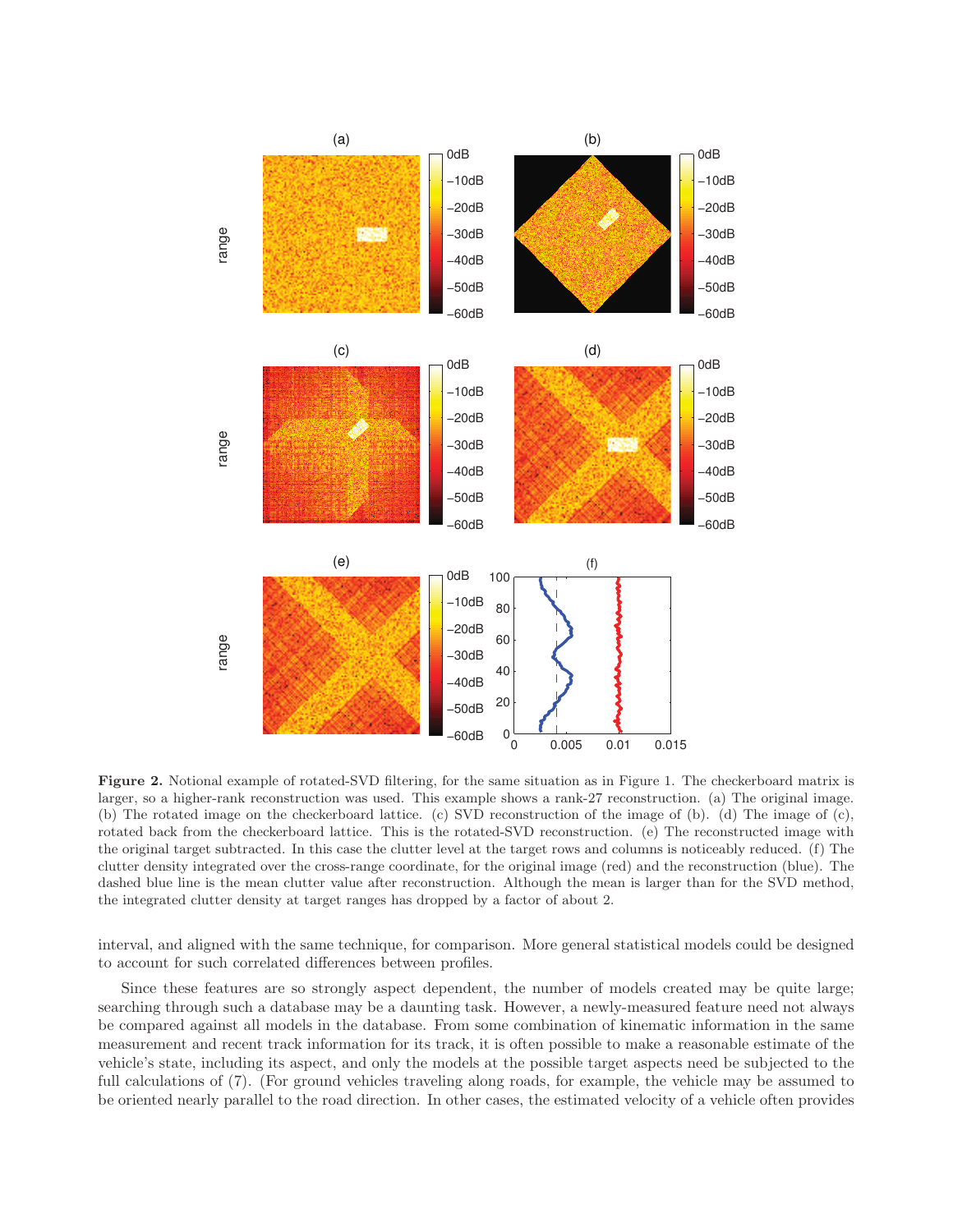**Figure 2.** Notional example of rotated-SVD filtering, for the same situation as in Figure 1. The checkerboard matrix is larger, so a higher-rank reconstruction was used. This example shows a rank-27 reconstruction. (a) The original image. (b) The rotated image on the checkerboard lattice. (c) SVD reconstruction of the image of (b). (d) The image of (c), rotated back from the checkerboard lattice. This is the rotated-SVD reconstruction. (e) The reconstructed image with the original target subtracted. In this case the clutter level at the target rows and columns is noticeably reduced. (f) The clutter density integrated over the cross-range coordinate, for the original image (red) and the reconstruction (blue). The dashed blue line is the mean clutter value after reconstruction. Although the mean is larger than for the SVD method, the integrated clutter density at target ranges has dropped by a factor of about 2.

interval, and aligned with the same technique, for comparison. More general statistical models could be designed to account for such correlated differences between profiles.

Since these features are so strongly aspect dependent, the number of models created may be quite large; searching through such a database may be a daunting task. However, a newly-measured feature need not always be compared against all models in the database. From some combination of kinematic information in the same measurement and recent track information for its track, it is often possible to make a reasonable estimate of the vehicle's state, including its aspect, and only the models at the possible target aspects need be subjected to the full calculations of (7). (For ground vehicles traveling along roads, for example, the vehicle may be assumed to be oriented nearly parallel to the road direction. In other cases, the estimated velocity of a vehicle often provides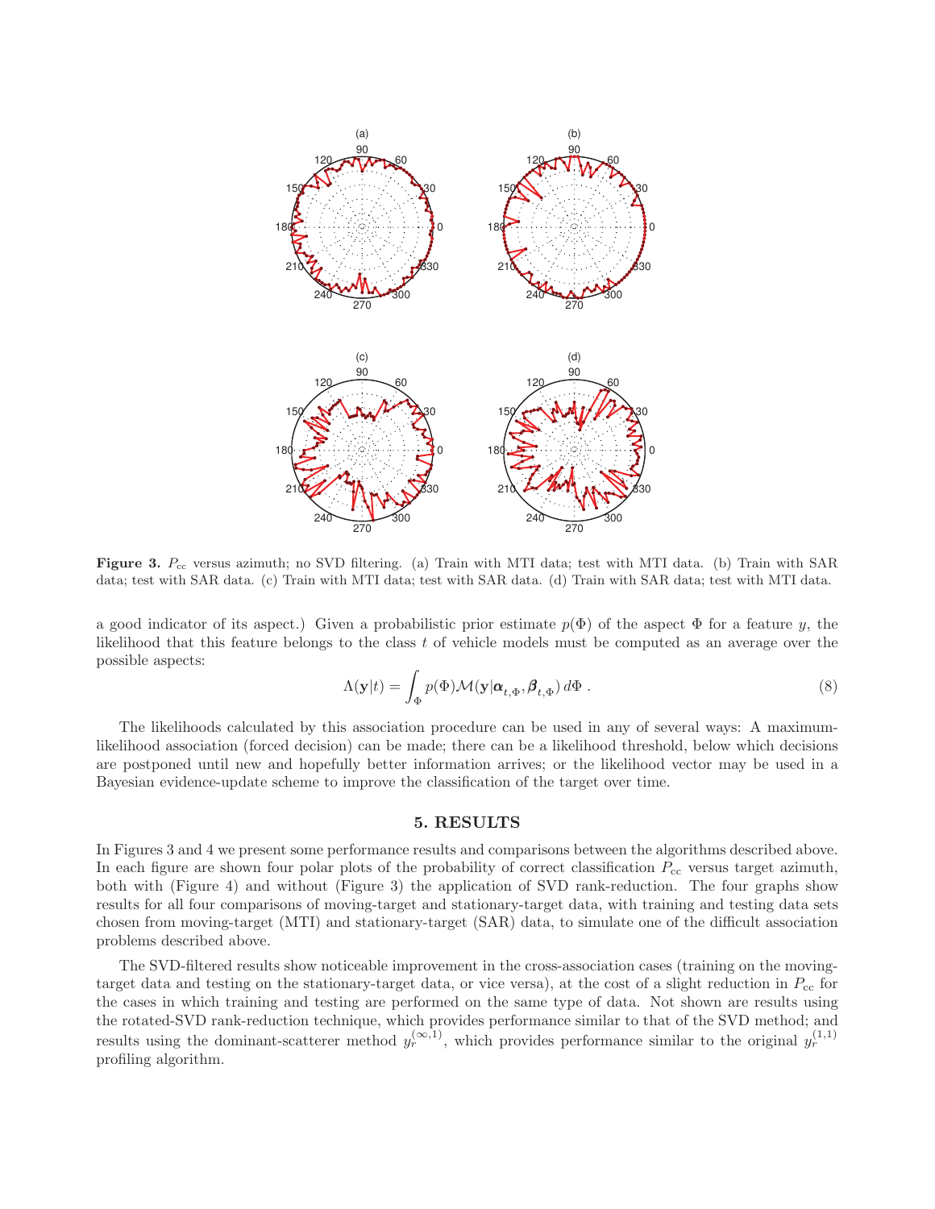**Figure 3.** $P_{\rm cc}$ versus azimuth; no SVD filtering. (a) Train with MTI data; test with MTI data. (b) Train with SAR data; test with SAR data. (c) Train with MTI data; test with SAR data. (d) Train with SAR data; test with MTI data.

a good indicator of its aspect.) Given a probabilistic prior estimate $p(\Phi)$ of the aspect $\Phi$ for a feature $y$, the likelihood that this feature belongs to the class $t$ of vehicle models must be computed as an average over the possible aspects:

$$\Lambda(\mathbf{y}|t) = \int_{\Phi} p(\Phi)\mathcal{M}(\mathbf{y}|\boldsymbol{\alpha}_{t,\Phi}, \boldsymbol{\beta}_{t,\Phi})\, d\Phi \ . \tag{8}$$

The likelihoods calculated by this association procedure can be used in any of several ways: A maximum-likelihood association (forced decision) can be made; there can be a likelihood threshold, below which decisions are postponed until new and hopefully better information arrives; or the likelihood vector may be used in a Bayesian evidence-update scheme to improve the classification of the target over time.

## 5. RESULTS

In Figures 3 and 4 we present some performance results and comparisons between the algorithms described above. In each figure are shown four polar plots of the probability of correct classification $P_{\rm cc}$ versus target azimuth, both with (Figure 4) and without (Figure 3) the application of SVD rank-reduction. The four graphs show results for all four comparisons of moving-target and stationary-target data, with training and testing data sets chosen from moving-target (MTI) and stationary-target (SAR) data, to simulate one of the difficult association problems described above.

The SVD-filtered results show noticeable improvement in the cross-association cases (training on the moving-target data and testing on the stationary-target data, or vice versa), at the cost of a slight reduction in $P_{\rm cc}$ for the cases in which training and testing are performed on the same type of data. Not shown are results using the rotated-SVD rank-reduction technique, which provides performance similar to that of the SVD method; and results using the dominant-scatterer method $y_r^{(\infty,1)}$, which provides performance similar to the original $y_r^{(1,1)}$ profiling algorithm.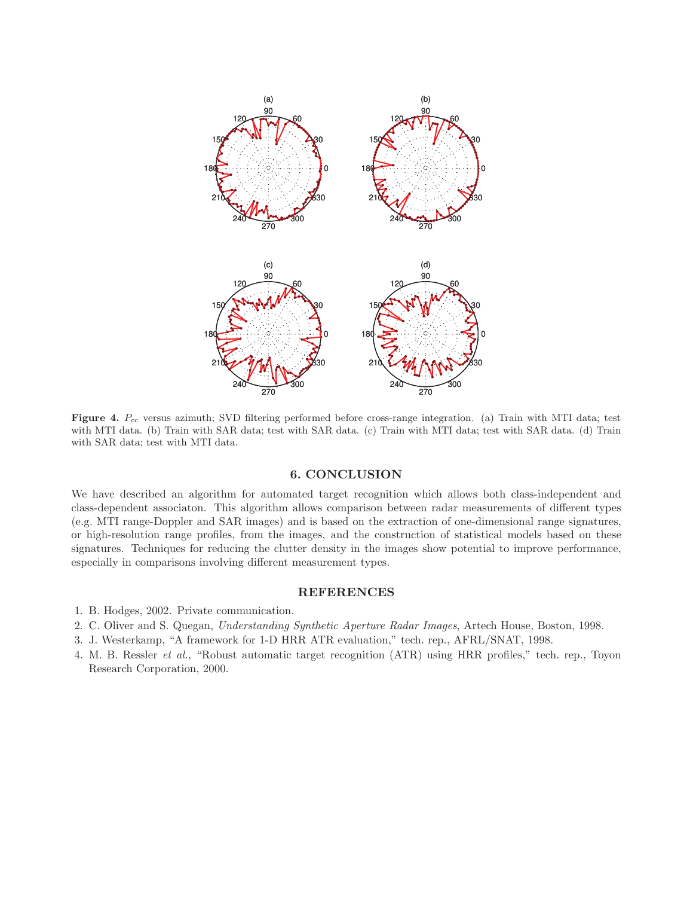(a)

90 60 30 0 330 300 270 240 210 180 150 120

(b)

90 60 30 0 330 300 270 240 210 180 150 120

(c)

90 60 30 0 330 300 270 240 210 180 150 120

(d)

90 60 30 0 330 300 270 240 210 180 150 120

**Figure 4.** $P_{\mathrm{cc}}$ versus azimuth; SVD filtering performed before cross-range integration. (a) Train with MTI data; test with MTI data. (b) Train with SAR data; test with SAR data. (c) Train with MTI data; test with SAR data. (d) Train with SAR data; test with MTI data.

## 6. CONCLUSION

We have described an algorithm for automated target recognition which allows both class-independent and class-dependent associaton. This algorithm allows comparison between radar measurements of different types (e.g. MTI range-Doppler and SAR images) and is based on the extraction of one-dimensional range signatures, or high-resolution range profiles, from the images, and the construction of statistical models based on these signatures. Techniques for reducing the clutter density in the images show potential to improve performance, especially in comparisons involving different measurement types.

## REFERENCES

1. B. Hodges, 2002. Private communication.
2. C. Oliver and S. Quegan, *Understanding Synthetic Aperture Radar Images*, Artech House, Boston, 1998.
3. J. Westerkamp, "A framework for 1-D HRR ATR evaluation," tech. rep., AFRL/SNAT, 1998.
4. M. B. Ressler *et al.*, "Robust automatic target recognition (ATR) using HRR profiles," tech. rep., Toyon Research Corporation, 2000.